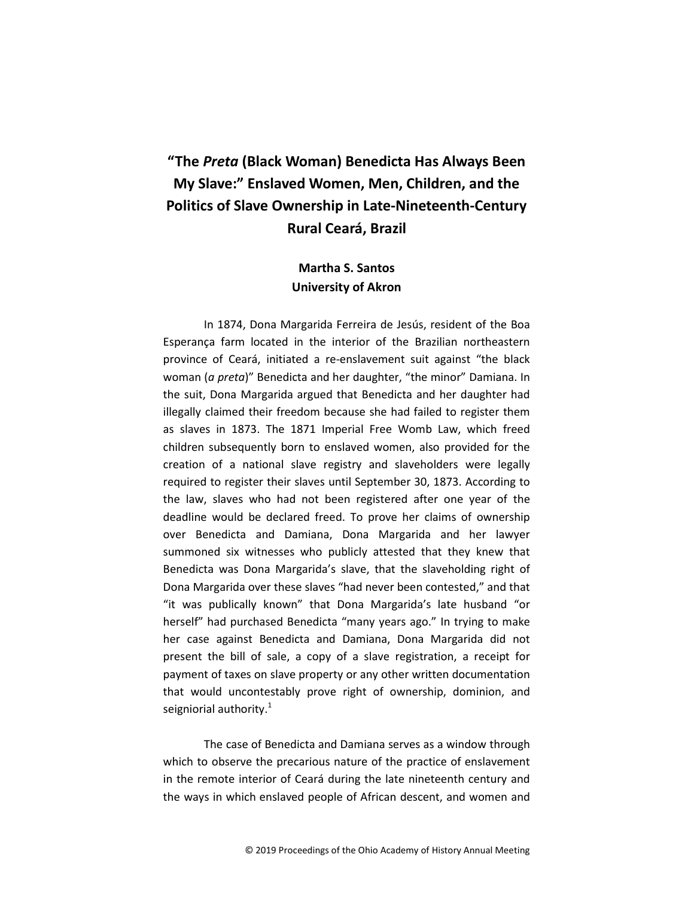# "The *Preta* (Black Woman) Benedicta Has Always Been My Slave:" Enslaved Women, Men, Children, and the Politics of Slave Ownership in Late-Nineteenth-Century Rural Ceará, Brazil

**Martha S. Santos**
**University of Akron**

In 1874, Dona Margarida Ferreira de Jesús, resident of the Boa Esperança farm located in the interior of the Brazilian northeastern province of Ceará, initiated a re-enslavement suit against "the black woman (*a preta*)" Benedicta and her daughter, "the minor" Damiana. In the suit, Dona Margarida argued that Benedicta and her daughter had illegally claimed their freedom because she had failed to register them as slaves in 1873. The 1871 Imperial Free Womb Law, which freed children subsequently born to enslaved women, also provided for the creation of a national slave registry and slaveholders were legally required to register their slaves until September 30, 1873. According to the law, slaves who had not been registered after one year of the deadline would be declared freed. To prove her claims of ownership over Benedicta and Damiana, Dona Margarida and her lawyer summoned six witnesses who publicly attested that they knew that Benedicta was Dona Margarida's slave, that the slaveholding right of Dona Margarida over these slaves "had never been contested," and that "it was publically known" that Dona Margarida's late husband "or herself" had purchased Benedicta "many years ago." In trying to make her case against Benedicta and Damiana, Dona Margarida did not present the bill of sale, a copy of a slave registration, a receipt for payment of taxes on slave property or any other written documentation that would uncontestably prove right of ownership, dominion, and seigniorial authority.[1]

The case of Benedicta and Damiana serves as a window through which to observe the precarious nature of the practice of enslavement in the remote interior of Ceará during the late nineteenth century and the ways in which enslaved people of African descent, and women and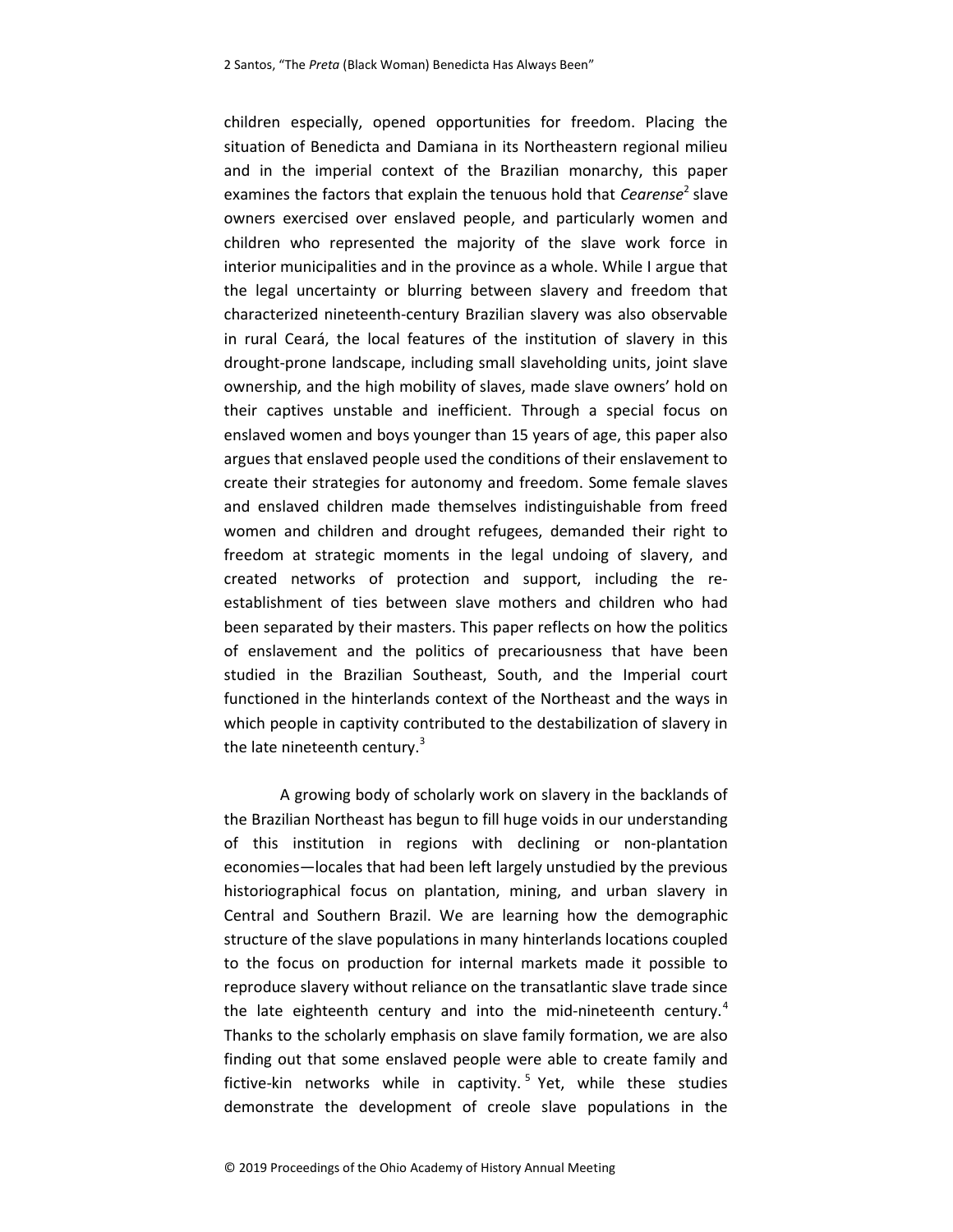children especially, opened opportunities for freedom. Placing the situation of Benedicta and Damiana in its Northeastern regional milieu and in the imperial context of the Brazilian monarchy, this paper examines the factors that explain the tenuous hold that *Cearense*[2] slave owners exercised over enslaved people, and particularly women and children who represented the majority of the slave work force in interior municipalities and in the province as a whole. While I argue that the legal uncertainty or blurring between slavery and freedom that characterized nineteenth-century Brazilian slavery was also observable in rural Ceará, the local features of the institution of slavery in this drought-prone landscape, including small slaveholding units, joint slave ownership, and the high mobility of slaves, made slave owners' hold on their captives unstable and inefficient. Through a special focus on enslaved women and boys younger than 15 years of age, this paper also argues that enslaved people used the conditions of their enslavement to create their strategies for autonomy and freedom. Some female slaves and enslaved children made themselves indistinguishable from freed women and children and drought refugees, demanded their right to freedom at strategic moments in the legal undoing of slavery, and created networks of protection and support, including the re-establishment of ties between slave mothers and children who had been separated by their masters. This paper reflects on how the politics of enslavement and the politics of precariousness that have been studied in the Brazilian Southeast, South, and the Imperial court functioned in the hinterlands context of the Northeast and the ways in which people in captivity contributed to the destabilization of slavery in the late nineteenth century.[3]

A growing body of scholarly work on slavery in the backlands of the Brazilian Northeast has begun to fill huge voids in our understanding of this institution in regions with declining or non-plantation economies—locales that had been left largely unstudied by the previous historiographical focus on plantation, mining, and urban slavery in Central and Southern Brazil. We are learning how the demographic structure of the slave populations in many hinterlands locations coupled to the focus on production for internal markets made it possible to reproduce slavery without reliance on the transatlantic slave trade since the late eighteenth century and into the mid-nineteenth century.[4] Thanks to the scholarly emphasis on slave family formation, we are also finding out that some enslaved people were able to create family and fictive-kin networks while in captivity.[5] Yet, while these studies demonstrate the development of creole slave populations in the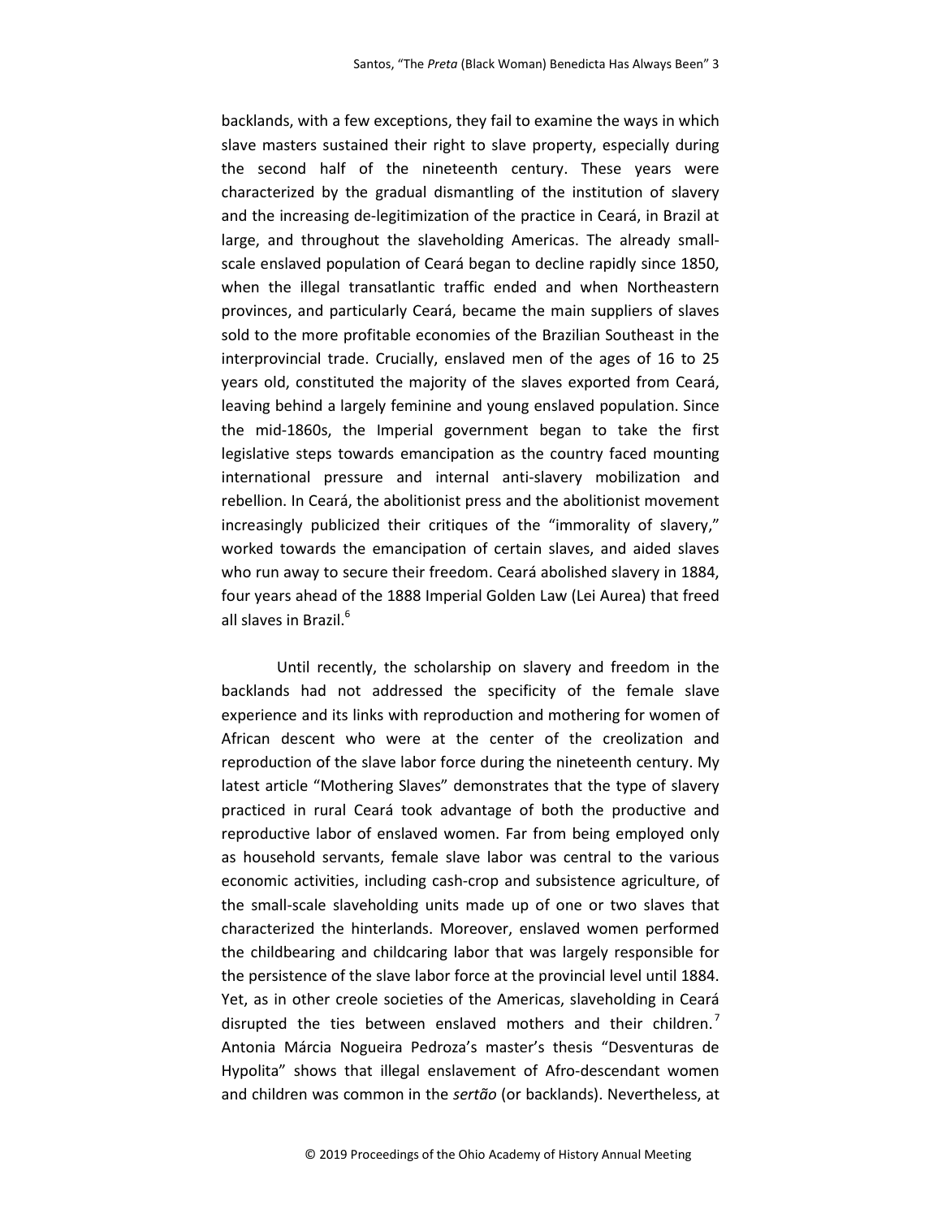backlands, with a few exceptions, they fail to examine the ways in which slave masters sustained their right to slave property, especially during the second half of the nineteenth century. These years were characterized by the gradual dismantling of the institution of slavery and the increasing de-legitimization of the practice in Ceará, in Brazil at large, and throughout the slaveholding Americas. The already small-scale enslaved population of Ceará began to decline rapidly since 1850, when the illegal transatlantic traffic ended and when Northeastern provinces, and particularly Ceará, became the main suppliers of slaves sold to the more profitable economies of the Brazilian Southeast in the interprovincial trade. Crucially, enslaved men of the ages of 16 to 25 years old, constituted the majority of the slaves exported from Ceará, leaving behind a largely feminine and young enslaved population. Since the mid-1860s, the Imperial government began to take the first legislative steps towards emancipation as the country faced mounting international pressure and internal anti-slavery mobilization and rebellion. In Ceará, the abolitionist press and the abolitionist movement increasingly publicized their critiques of the "immorality of slavery," worked towards the emancipation of certain slaves, and aided slaves who run away to secure their freedom. Ceará abolished slavery in 1884, four years ahead of the 1888 Imperial Golden Law (Lei Aurea) that freed all slaves in Brazil.[6]

Until recently, the scholarship on slavery and freedom in the backlands had not addressed the specificity of the female slave experience and its links with reproduction and mothering for women of African descent who were at the center of the creolization and reproduction of the slave labor force during the nineteenth century. My latest article "Mothering Slaves" demonstrates that the type of slavery practiced in rural Ceará took advantage of both the productive and reproductive labor of enslaved women. Far from being employed only as household servants, female slave labor was central to the various economic activities, including cash-crop and subsistence agriculture, of the small-scale slaveholding units made up of one or two slaves that characterized the hinterlands. Moreover, enslaved women performed the childbearing and childcaring labor that was largely responsible for the persistence of the slave labor force at the provincial level until 1884. Yet, as in other creole societies of the Americas, slaveholding in Ceará disrupted the ties between enslaved mothers and their children.[7] Antonia Márcia Nogueira Pedroza's master's thesis "Desventuras de Hypolita" shows that illegal enslavement of Afro-descendant women and children was common in the *sertão* (or backlands). Nevertheless, at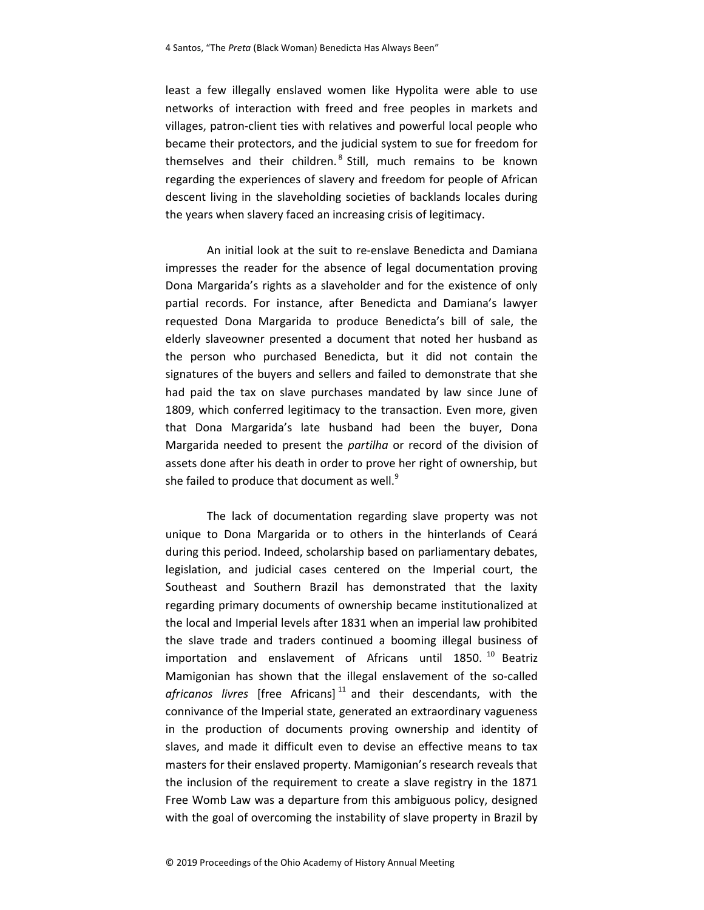least a few illegally enslaved women like Hypolita were able to use networks of interaction with freed and free peoples in markets and villages, patron-client ties with relatives and powerful local people who became their protectors, and the judicial system to sue for freedom for themselves and their children.[8] Still, much remains to be known regarding the experiences of slavery and freedom for people of African descent living in the slaveholding societies of backlands locales during the years when slavery faced an increasing crisis of legitimacy.

An initial look at the suit to re-enslave Benedicta and Damiana impresses the reader for the absence of legal documentation proving Dona Margarida's rights as a slaveholder and for the existence of only partial records. For instance, after Benedicta and Damiana's lawyer requested Dona Margarida to produce Benedicta's bill of sale, the elderly slaveowner presented a document that noted her husband as the person who purchased Benedicta, but it did not contain the signatures of the buyers and sellers and failed to demonstrate that she had paid the tax on slave purchases mandated by law since June of 1809, which conferred legitimacy to the transaction. Even more, given that Dona Margarida's late husband had been the buyer, Dona Margarida needed to present the *partilha* or record of the division of assets done after his death in order to prove her right of ownership, but she failed to produce that document as well.[9]

The lack of documentation regarding slave property was not unique to Dona Margarida or to others in the hinterlands of Ceará during this period. Indeed, scholarship based on parliamentary debates, legislation, and judicial cases centered on the Imperial court, the Southeast and Southern Brazil has demonstrated that the laxity regarding primary documents of ownership became institutionalized at the local and Imperial levels after 1831 when an imperial law prohibited the slave trade and traders continued a booming illegal business of importation and enslavement of Africans until 1850.[10] Beatriz Mamigonian has shown that the illegal enslavement of the so-called *africanos livres* [free Africans][11] and their descendants, with the connivance of the Imperial state, generated an extraordinary vagueness in the production of documents proving ownership and identity of slaves, and made it difficult even to devise an effective means to tax masters for their enslaved property. Mamigonian's research reveals that the inclusion of the requirement to create a slave registry in the 1871 Free Womb Law was a departure from this ambiguous policy, designed with the goal of overcoming the instability of slave property in Brazil by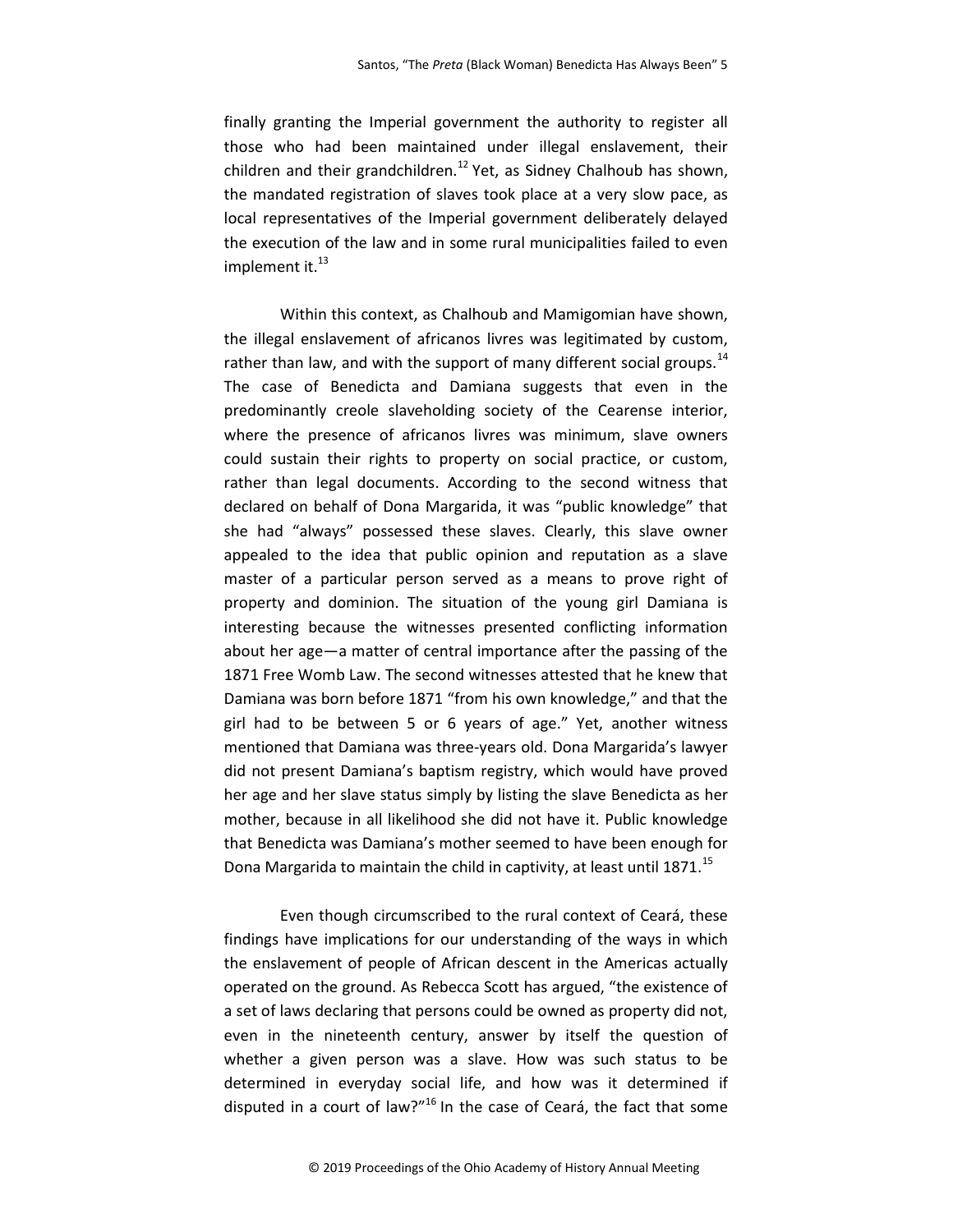finally granting the Imperial government the authority to register all those who had been maintained under illegal enslavement, their children and their grandchildren.[12] Yet, as Sidney Chalhoub has shown, the mandated registration of slaves took place at a very slow pace, as local representatives of the Imperial government deliberately delayed the execution of the law and in some rural municipalities failed to even implement it.[13]

Within this context, as Chalhoub and Mamigomian have shown, the illegal enslavement of africanos livres was legitimated by custom, rather than law, and with the support of many different social groups.[14] The case of Benedicta and Damiana suggests that even in the predominantly creole slaveholding society of the Cearense interior, where the presence of africanos livres was minimum, slave owners could sustain their rights to property on social practice, or custom, rather than legal documents. According to the second witness that declared on behalf of Dona Margarida, it was "public knowledge" that she had "always" possessed these slaves. Clearly, this slave owner appealed to the idea that public opinion and reputation as a slave master of a particular person served as a means to prove right of property and dominion. The situation of the young girl Damiana is interesting because the witnesses presented conflicting information about her age—a matter of central importance after the passing of the 1871 Free Womb Law. The second witnesses attested that he knew that Damiana was born before 1871 "from his own knowledge," and that the girl had to be between 5 or 6 years of age." Yet, another witness mentioned that Damiana was three-years old. Dona Margarida's lawyer did not present Damiana's baptism registry, which would have proved her age and her slave status simply by listing the slave Benedicta as her mother, because in all likelihood she did not have it. Public knowledge that Benedicta was Damiana's mother seemed to have been enough for Dona Margarida to maintain the child in captivity, at least until 1871.[15]

Even though circumscribed to the rural context of Ceará, these findings have implications for our understanding of the ways in which the enslavement of people of African descent in the Americas actually operated on the ground. As Rebecca Scott has argued, "the existence of a set of laws declaring that persons could be owned as property did not, even in the nineteenth century, answer by itself the question of whether a given person was a slave. How was such status to be determined in everyday social life, and how was it determined if disputed in a court of law?"[16] In the case of Ceará, the fact that some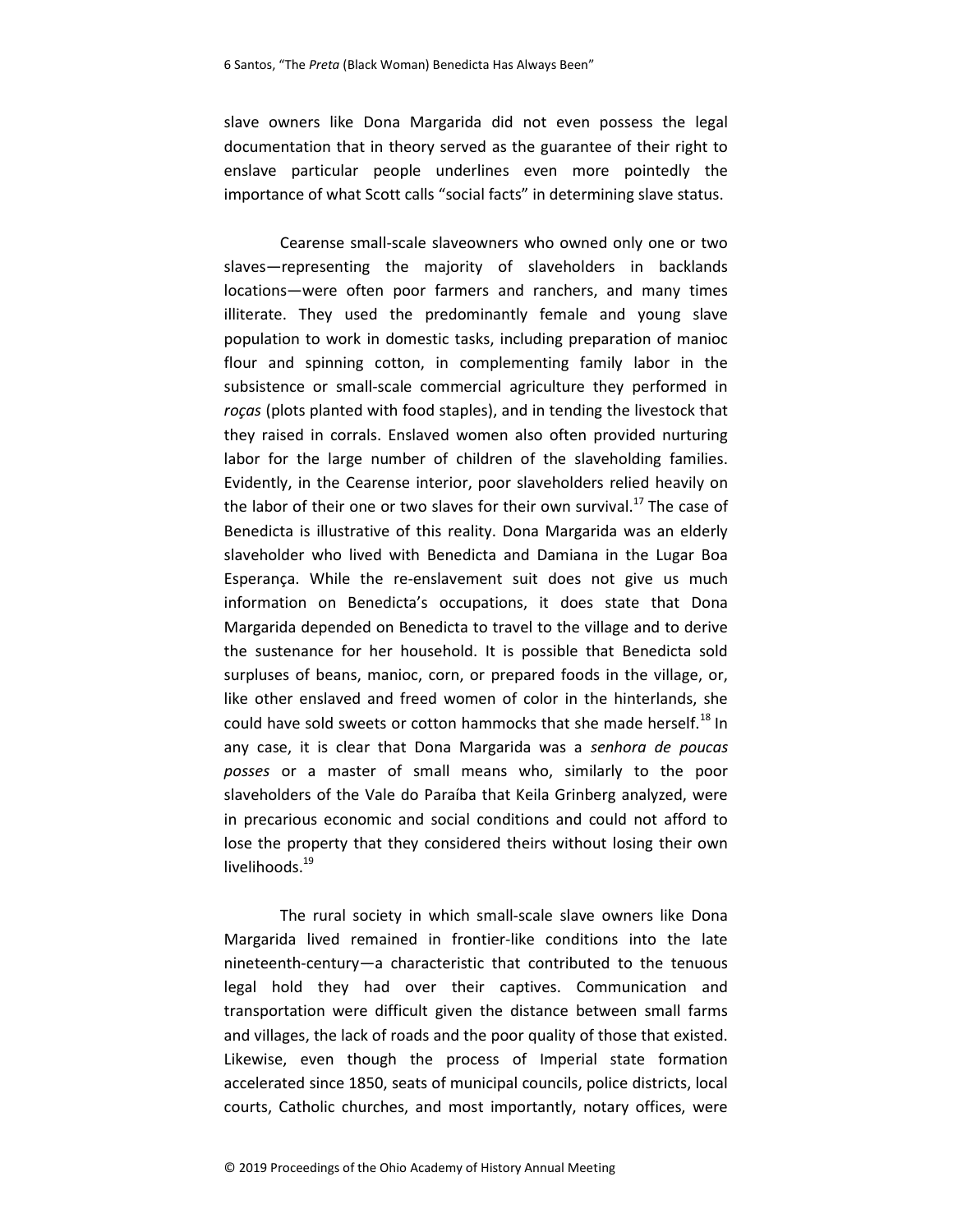slave owners like Dona Margarida did not even possess the legal documentation that in theory served as the guarantee of their right to enslave particular people underlines even more pointedly the importance of what Scott calls "social facts" in determining slave status.

Cearense small-scale slaveowners who owned only one or two slaves—representing the majority of slaveholders in backlands locations—were often poor farmers and ranchers, and many times illiterate. They used the predominantly female and young slave population to work in domestic tasks, including preparation of manioc flour and spinning cotton, in complementing family labor in the subsistence or small-scale commercial agriculture they performed in *roças* (plots planted with food staples), and in tending the livestock that they raised in corrals. Enslaved women also often provided nurturing labor for the large number of children of the slaveholding families. Evidently, in the Cearense interior, poor slaveholders relied heavily on the labor of their one or two slaves for their own survival.[17] The case of Benedicta is illustrative of this reality. Dona Margarida was an elderly slaveholder who lived with Benedicta and Damiana in the Lugar Boa Esperança. While the re-enslavement suit does not give us much information on Benedicta's occupations, it does state that Dona Margarida depended on Benedicta to travel to the village and to derive the sustenance for her household. It is possible that Benedicta sold surpluses of beans, manioc, corn, or prepared foods in the village, or, like other enslaved and freed women of color in the hinterlands, she could have sold sweets or cotton hammocks that she made herself.[18] In any case, it is clear that Dona Margarida was a *senhora de poucas posses* or a master of small means who, similarly to the poor slaveholders of the Vale do Paraíba that Keila Grinberg analyzed, were in precarious economic and social conditions and could not afford to lose the property that they considered theirs without losing their own livelihoods.[19]

The rural society in which small-scale slave owners like Dona Margarida lived remained in frontier-like conditions into the late nineteenth-century—a characteristic that contributed to the tenuous legal hold they had over their captives. Communication and transportation were difficult given the distance between small farms and villages, the lack of roads and the poor quality of those that existed. Likewise, even though the process of Imperial state formation accelerated since 1850, seats of municipal councils, police districts, local courts, Catholic churches, and most importantly, notary offices, were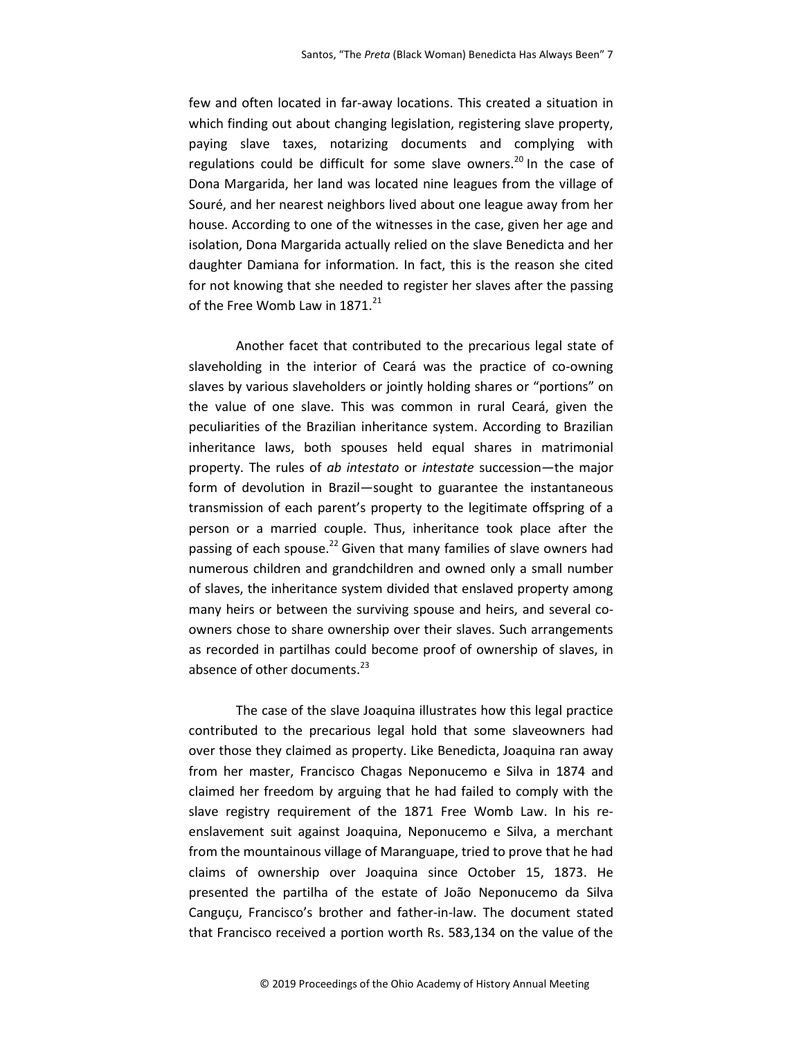few and often located in far-away locations. This created a situation in which finding out about changing legislation, registering slave property, paying slave taxes, notarizing documents and complying with regulations could be difficult for some slave owners.[20] In the case of Dona Margarida, her land was located nine leagues from the village of Souré, and her nearest neighbors lived about one league away from her house. According to one of the witnesses in the case, given her age and isolation, Dona Margarida actually relied on the slave Benedicta and her daughter Damiana for information. In fact, this is the reason she cited for not knowing that she needed to register her slaves after the passing of the Free Womb Law in 1871.[21]

Another facet that contributed to the precarious legal state of slaveholding in the interior of Ceará was the practice of co-owning slaves by various slaveholders or jointly holding shares or "portions" on the value of one slave. This was common in rural Ceará, given the peculiarities of the Brazilian inheritance system. According to Brazilian inheritance laws, both spouses held equal shares in matrimonial property. The rules of *ab intestato* or *intestate* succession—the major form of devolution in Brazil—sought to guarantee the instantaneous transmission of each parent's property to the legitimate offspring of a person or a married couple. Thus, inheritance took place after the passing of each spouse.[22] Given that many families of slave owners had numerous children and grandchildren and owned only a small number of slaves, the inheritance system divided that enslaved property among many heirs or between the surviving spouse and heirs, and several co-owners chose to share ownership over their slaves. Such arrangements as recorded in partilhas could become proof of ownership of slaves, in absence of other documents.[23]

The case of the slave Joaquina illustrates how this legal practice contributed to the precarious legal hold that some slaveowners had over those they claimed as property. Like Benedicta, Joaquina ran away from her master, Francisco Chagas Neponucemo e Silva in 1874 and claimed her freedom by arguing that he had failed to comply with the slave registry requirement of the 1871 Free Womb Law. In his re-enslavement suit against Joaquina, Neponucemo e Silva, a merchant from the mountainous village of Maranguape, tried to prove that he had claims of ownership over Joaquina since October 15, 1873. He presented the partilha of the estate of João Neponucemo da Silva Canguçu, Francisco's brother and father-in-law. The document stated that Francisco received a portion worth Rs. 583,134 on the value of the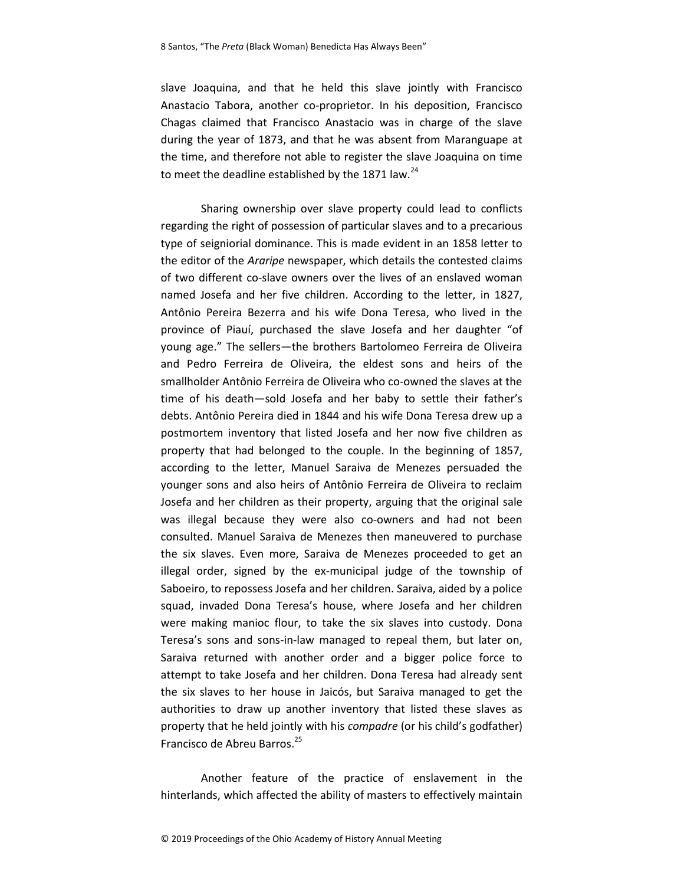slave Joaquina, and that he held this slave jointly with Francisco Anastacio Tabora, another co-proprietor. In his deposition, Francisco Chagas claimed that Francisco Anastacio was in charge of the slave during the year of 1873, and that he was absent from Maranguape at the time, and therefore not able to register the slave Joaquina on time to meet the deadline established by the 1871 law.[24]

Sharing ownership over slave property could lead to conflicts regarding the right of possession of particular slaves and to a precarious type of seigniorial dominance. This is made evident in an 1858 letter to the editor of the *Araripe* newspaper, which details the contested claims of two different co-slave owners over the lives of an enslaved woman named Josefa and her five children. According to the letter, in 1827, Antônio Pereira Bezerra and his wife Dona Teresa, who lived in the province of Piauí, purchased the slave Josefa and her daughter "of young age." The sellers—the brothers Bartolomeo Ferreira de Oliveira and Pedro Ferreira de Oliveira, the eldest sons and heirs of the smallholder Antônio Ferreira de Oliveira who co-owned the slaves at the time of his death—sold Josefa and her baby to settle their father's debts. Antônio Pereira died in 1844 and his wife Dona Teresa drew up a postmortem inventory that listed Josefa and her now five children as property that had belonged to the couple. In the beginning of 1857, according to the letter, Manuel Saraiva de Menezes persuaded the younger sons and also heirs of Antônio Ferreira de Oliveira to reclaim Josefa and her children as their property, arguing that the original sale was illegal because they were also co-owners and had not been consulted. Manuel Saraiva de Menezes then maneuvered to purchase the six slaves. Even more, Saraiva de Menezes proceeded to get an illegal order, signed by the ex-municipal judge of the township of Saboeiro, to repossess Josefa and her children. Saraiva, aided by a police squad, invaded Dona Teresa's house, where Josefa and her children were making manioc flour, to take the six slaves into custody. Dona Teresa's sons and sons-in-law managed to repeal them, but later on, Saraiva returned with another order and a bigger police force to attempt to take Josefa and her children. Dona Teresa had already sent the six slaves to her house in Jaicós, but Saraiva managed to get the authorities to draw up another inventory that listed these slaves as property that he held jointly with his *compadre* (or his child's godfather) Francisco de Abreu Barros.[25]

Another feature of the practice of enslavement in the hinterlands, which affected the ability of masters to effectively maintain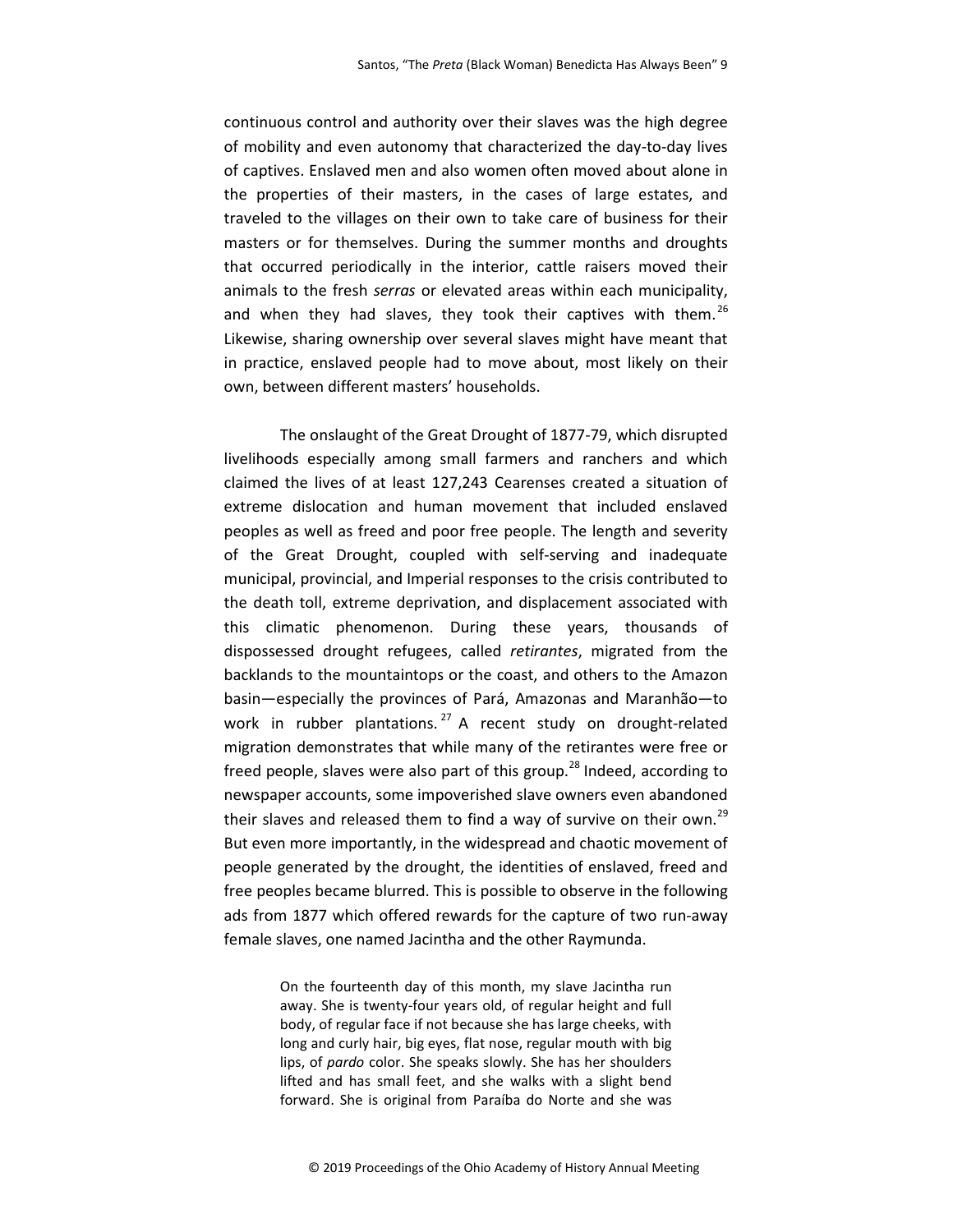continuous control and authority over their slaves was the high degree of mobility and even autonomy that characterized the day-to-day lives of captives. Enslaved men and also women often moved about alone in the properties of their masters, in the cases of large estates, and traveled to the villages on their own to take care of business for their masters or for themselves. During the summer months and droughts that occurred periodically in the interior, cattle raisers moved their animals to the fresh *serras* or elevated areas within each municipality, and when they had slaves, they took their captives with them.[26] Likewise, sharing ownership over several slaves might have meant that in practice, enslaved people had to move about, most likely on their own, between different masters' households.

The onslaught of the Great Drought of 1877-79, which disrupted livelihoods especially among small farmers and ranchers and which claimed the lives of at least 127,243 Cearenses created a situation of extreme dislocation and human movement that included enslaved peoples as well as freed and poor free people. The length and severity of the Great Drought, coupled with self-serving and inadequate municipal, provincial, and Imperial responses to the crisis contributed to the death toll, extreme deprivation, and displacement associated with this climatic phenomenon. During these years, thousands of dispossessed drought refugees, called *retirantes*, migrated from the backlands to the mountaintops or the coast, and others to the Amazon basin—especially the provinces of Pará, Amazonas and Maranhão—to work in rubber plantations.[27] A recent study on drought-related migration demonstrates that while many of the retirantes were free or freed people, slaves were also part of this group.[28] Indeed, according to newspaper accounts, some impoverished slave owners even abandoned their slaves and released them to find a way of survive on their own.[29] But even more importantly, in the widespread and chaotic movement of people generated by the drought, the identities of enslaved, freed and free peoples became blurred. This is possible to observe in the following ads from 1877 which offered rewards for the capture of two run-away female slaves, one named Jacintha and the other Raymunda.

> On the fourteenth day of this month, my slave Jacintha run away. She is twenty-four years old, of regular height and full body, of regular face if not because she has large cheeks, with long and curly hair, big eyes, flat nose, regular mouth with big lips, of *pardo* color. She speaks slowly. She has her shoulders lifted and has small feet, and she walks with a slight bend forward. She is original from Paraíba do Norte and she was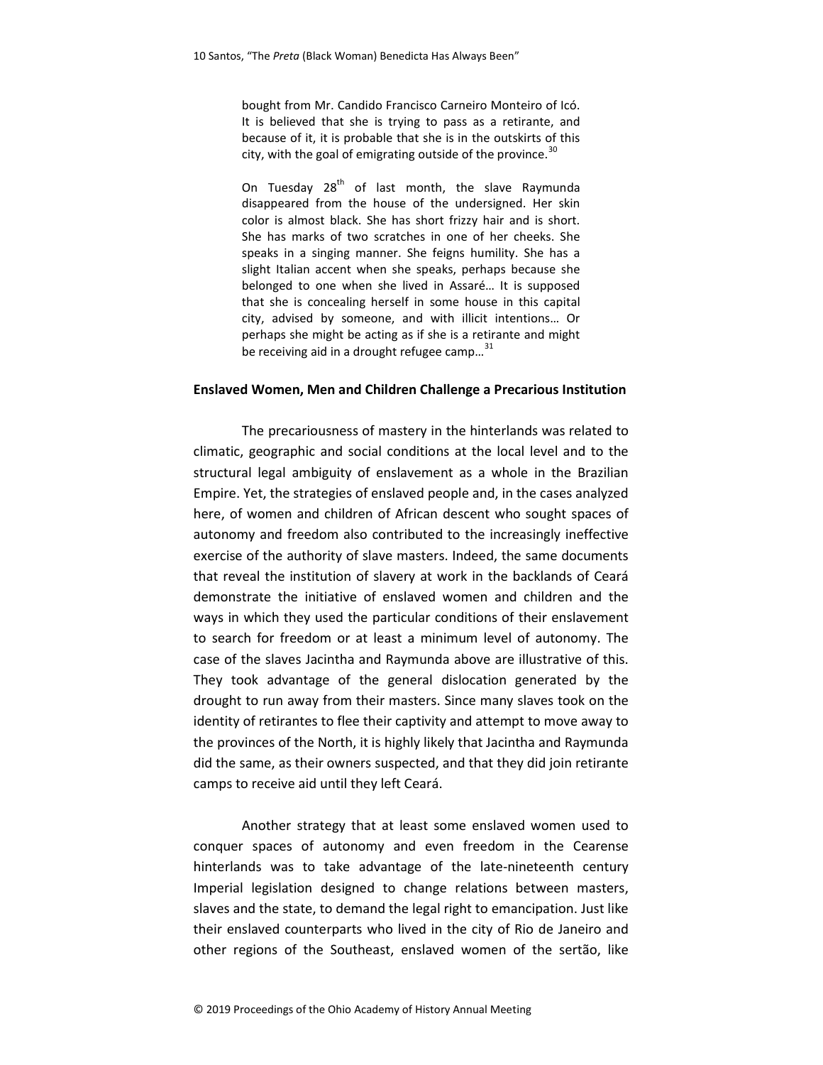> bought from Mr. Candido Francisco Carneiro Monteiro of Icó. It is believed that she is trying to pass as a retirante, and because of it, it is probable that she is in the outskirts of this city, with the goal of emigrating outside of the province.[30]

> On Tuesday 28th of last month, the slave Raymunda disappeared from the house of the undersigned. Her skin color is almost black. She has short frizzy hair and is short. She has marks of two scratches in one of her cheeks. She speaks in a singing manner. She feigns humility. She has a slight Italian accent when she speaks, perhaps because she belonged to one when she lived in Assaré… It is supposed that she is concealing herself in some house in this capital city, advised by someone, and with illicit intentions… Or perhaps she might be acting as if she is a retirante and might be receiving aid in a drought refugee camp…[31]

**Enslaved Women, Men and Children Challenge a Precarious Institution**

The precariousness of mastery in the hinterlands was related to climatic, geographic and social conditions at the local level and to the structural legal ambiguity of enslavement as a whole in the Brazilian Empire. Yet, the strategies of enslaved people and, in the cases analyzed here, of women and children of African descent who sought spaces of autonomy and freedom also contributed to the increasingly ineffective exercise of the authority of slave masters. Indeed, the same documents that reveal the institution of slavery at work in the backlands of Ceará demonstrate the initiative of enslaved women and children and the ways in which they used the particular conditions of their enslavement to search for freedom or at least a minimum level of autonomy. The case of the slaves Jacintha and Raymunda above are illustrative of this. They took advantage of the general dislocation generated by the drought to run away from their masters. Since many slaves took on the identity of retirantes to flee their captivity and attempt to move away to the provinces of the North, it is highly likely that Jacintha and Raymunda did the same, as their owners suspected, and that they did join retirante camps to receive aid until they left Ceará.

Another strategy that at least some enslaved women used to conquer spaces of autonomy and even freedom in the Cearense hinterlands was to take advantage of the late-nineteenth century Imperial legislation designed to change relations between masters, slaves and the state, to demand the legal right to emancipation. Just like their enslaved counterparts who lived in the city of Rio de Janeiro and other regions of the Southeast, enslaved women of the sertão, like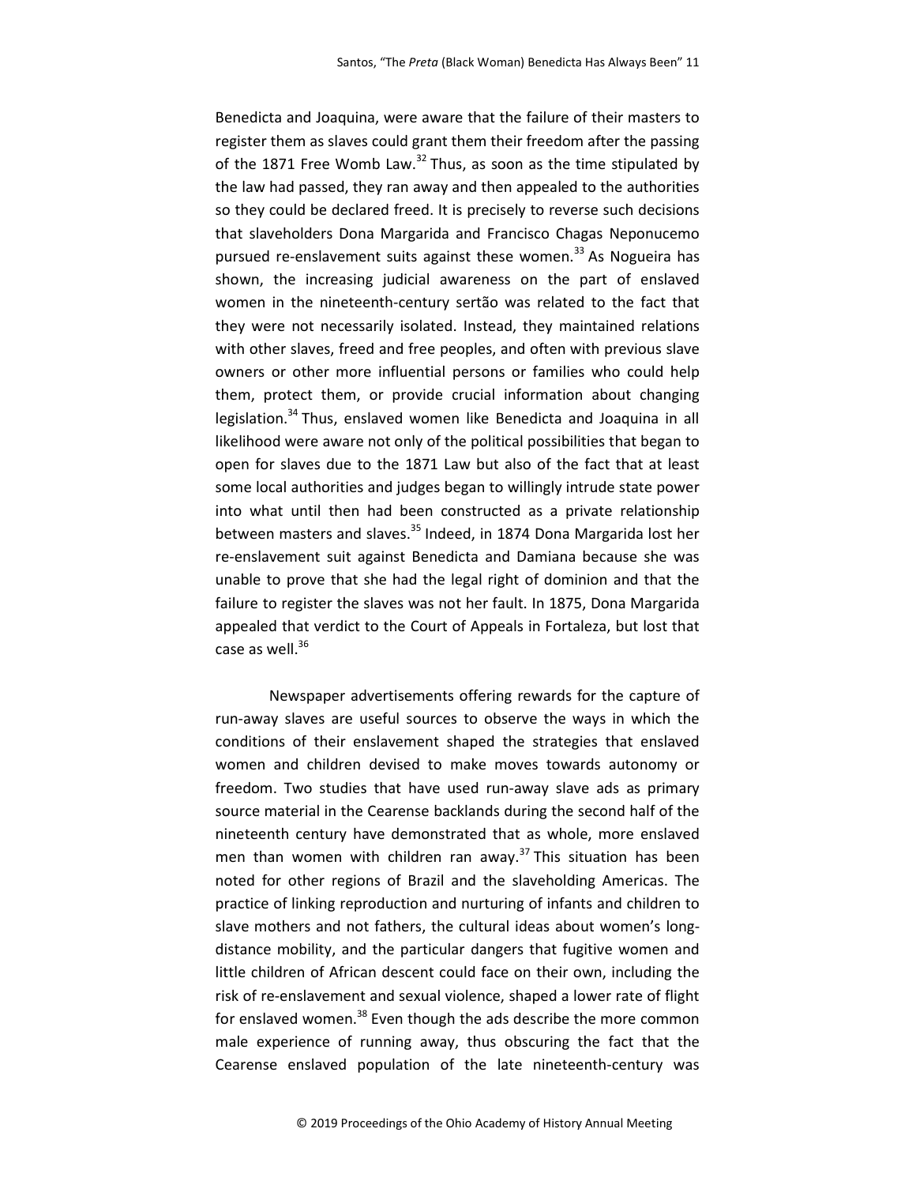Benedicta and Joaquina, were aware that the failure of their masters to register them as slaves could grant them their freedom after the passing of the 1871 Free Womb Law.[32] Thus, as soon as the time stipulated by the law had passed, they ran away and then appealed to the authorities so they could be declared freed. It is precisely to reverse such decisions that slaveholders Dona Margarida and Francisco Chagas Neponucemo pursued re-enslavement suits against these women.[33] As Nogueira has shown, the increasing judicial awareness on the part of enslaved women in the nineteenth-century sertão was related to the fact that they were not necessarily isolated. Instead, they maintained relations with other slaves, freed and free peoples, and often with previous slave owners or other more influential persons or families who could help them, protect them, or provide crucial information about changing legislation.[34] Thus, enslaved women like Benedicta and Joaquina in all likelihood were aware not only of the political possibilities that began to open for slaves due to the 1871 Law but also of the fact that at least some local authorities and judges began to willingly intrude state power into what until then had been constructed as a private relationship between masters and slaves.[35] Indeed, in 1874 Dona Margarida lost her re-enslavement suit against Benedicta and Damiana because she was unable to prove that she had the legal right of dominion and that the failure to register the slaves was not her fault. In 1875, Dona Margarida appealed that verdict to the Court of Appeals in Fortaleza, but lost that case as well.[36]

Newspaper advertisements offering rewards for the capture of run-away slaves are useful sources to observe the ways in which the conditions of their enslavement shaped the strategies that enslaved women and children devised to make moves towards autonomy or freedom. Two studies that have used run-away slave ads as primary source material in the Cearense backlands during the second half of the nineteenth century have demonstrated that as whole, more enslaved men than women with children ran away.[37] This situation has been noted for other regions of Brazil and the slaveholding Americas. The practice of linking reproduction and nurturing of infants and children to slave mothers and not fathers, the cultural ideas about women's long-distance mobility, and the particular dangers that fugitive women and little children of African descent could face on their own, including the risk of re-enslavement and sexual violence, shaped a lower rate of flight for enslaved women.[38] Even though the ads describe the more common male experience of running away, thus obscuring the fact that the Cearense enslaved population of the late nineteenth-century was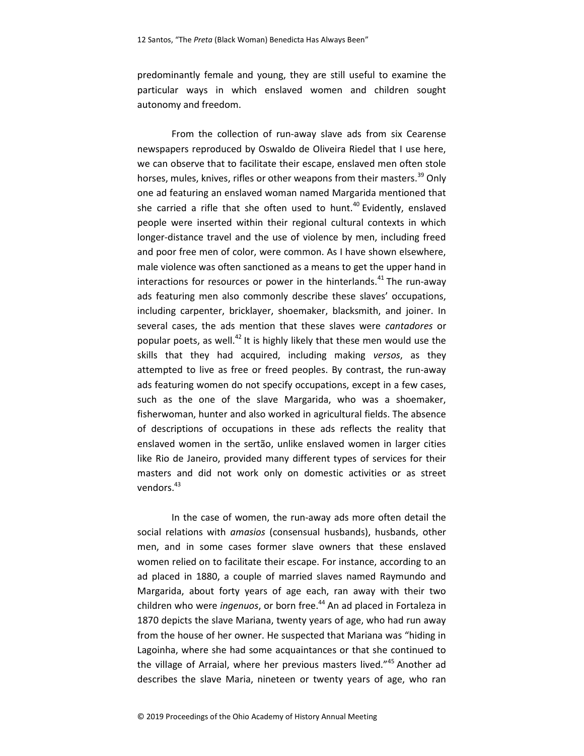predominantly female and young, they are still useful to examine the particular ways in which enslaved women and children sought autonomy and freedom.

From the collection of run-away slave ads from six Cearense newspapers reproduced by Oswaldo de Oliveira Riedel that I use here, we can observe that to facilitate their escape, enslaved men often stole horses, mules, knives, rifles or other weapons from their masters.[39] Only one ad featuring an enslaved woman named Margarida mentioned that she carried a rifle that she often used to hunt.[40] Evidently, enslaved people were inserted within their regional cultural contexts in which longer-distance travel and the use of violence by men, including freed and poor free men of color, were common. As I have shown elsewhere, male violence was often sanctioned as a means to get the upper hand in interactions for resources or power in the hinterlands.[41] The run-away ads featuring men also commonly describe these slaves' occupations, including carpenter, bricklayer, shoemaker, blacksmith, and joiner. In several cases, the ads mention that these slaves were *cantadores* or popular poets, as well.[42] It is highly likely that these men would use the skills that they had acquired, including making *versos*, as they attempted to live as free or freed peoples. By contrast, the run-away ads featuring women do not specify occupations, except in a few cases, such as the one of the slave Margarida, who was a shoemaker, fisherwoman, hunter and also worked in agricultural fields. The absence of descriptions of occupations in these ads reflects the reality that enslaved women in the sertão, unlike enslaved women in larger cities like Rio de Janeiro, provided many different types of services for their masters and did not work only on domestic activities or as street vendors.[43]

In the case of women, the run-away ads more often detail the social relations with *amasios* (consensual husbands), husbands, other men, and in some cases former slave owners that these enslaved women relied on to facilitate their escape. For instance, according to an ad placed in 1880, a couple of married slaves named Raymundo and Margarida, about forty years of age each, ran away with their two children who were *ingenuos*, or born free.[44] An ad placed in Fortaleza in 1870 depicts the slave Mariana, twenty years of age, who had run away from the house of her owner. He suspected that Mariana was "hiding in Lagoinha, where she had some acquaintances or that she continued to the village of Arraial, where her previous masters lived."[45] Another ad describes the slave Maria, nineteen or twenty years of age, who ran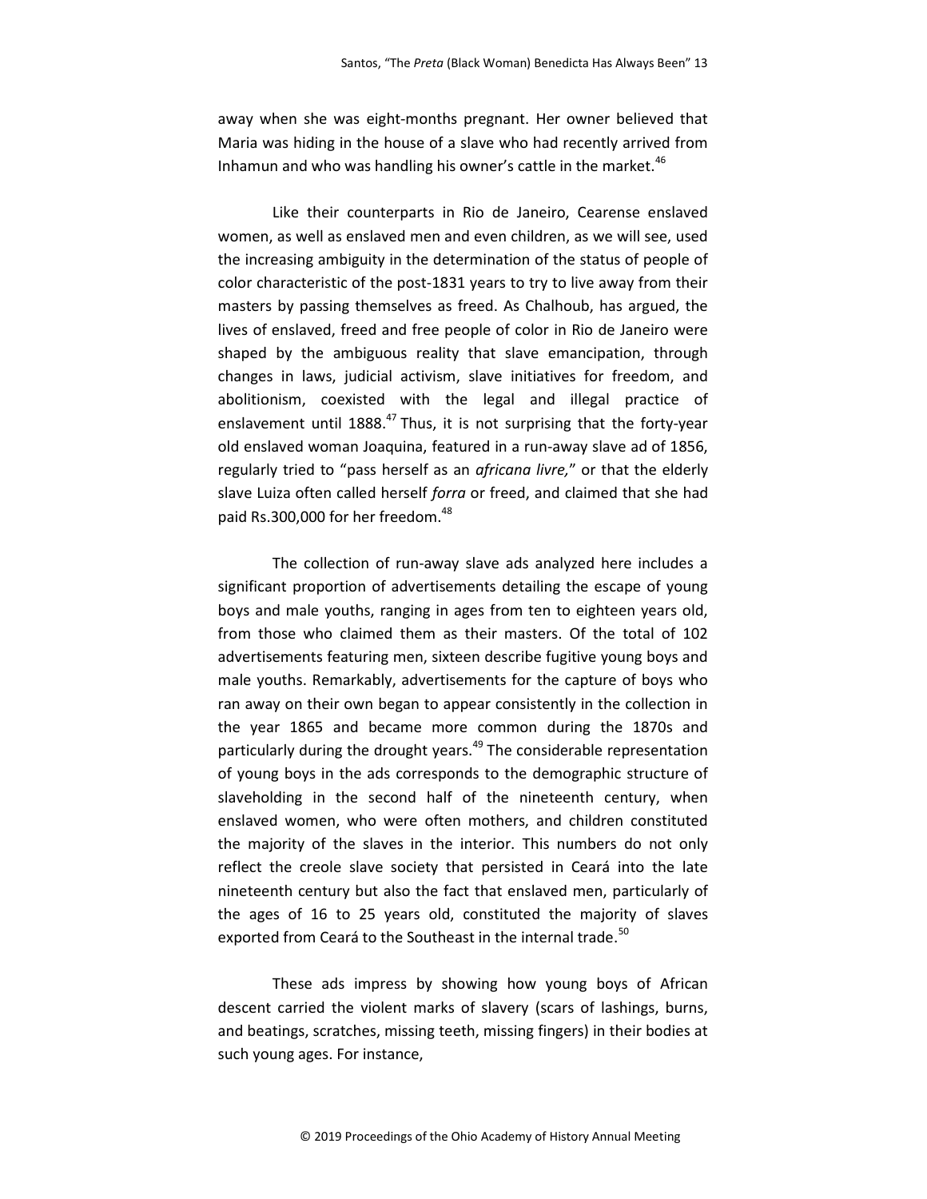away when she was eight-months pregnant. Her owner believed that Maria was hiding in the house of a slave who had recently arrived from Inhamun and who was handling his owner's cattle in the market.[46]

Like their counterparts in Rio de Janeiro, Cearense enslaved women, as well as enslaved men and even children, as we will see, used the increasing ambiguity in the determination of the status of people of color characteristic of the post-1831 years to try to live away from their masters by passing themselves as freed. As Chalhoub, has argued, the lives of enslaved, freed and free people of color in Rio de Janeiro were shaped by the ambiguous reality that slave emancipation, through changes in laws, judicial activism, slave initiatives for freedom, and abolitionism, coexisted with the legal and illegal practice of enslavement until 1888.[47] Thus, it is not surprising that the forty-year old enslaved woman Joaquina, featured in a run-away slave ad of 1856, regularly tried to "pass herself as an *africana livre,*" or that the elderly slave Luiza often called herself *forra* or freed, and claimed that she had paid Rs.300,000 for her freedom.[48]

The collection of run-away slave ads analyzed here includes a significant proportion of advertisements detailing the escape of young boys and male youths, ranging in ages from ten to eighteen years old, from those who claimed them as their masters. Of the total of 102 advertisements featuring men, sixteen describe fugitive young boys and male youths. Remarkably, advertisements for the capture of boys who ran away on their own began to appear consistently in the collection in the year 1865 and became more common during the 1870s and particularly during the drought years.[49] The considerable representation of young boys in the ads corresponds to the demographic structure of slaveholding in the second half of the nineteenth century, when enslaved women, who were often mothers, and children constituted the majority of the slaves in the interior. This numbers do not only reflect the creole slave society that persisted in Ceará into the late nineteenth century but also the fact that enslaved men, particularly of the ages of 16 to 25 years old, constituted the majority of slaves exported from Ceará to the Southeast in the internal trade.[50]

These ads impress by showing how young boys of African descent carried the violent marks of slavery (scars of lashings, burns, and beatings, scratches, missing teeth, missing fingers) in their bodies at such young ages. For instance,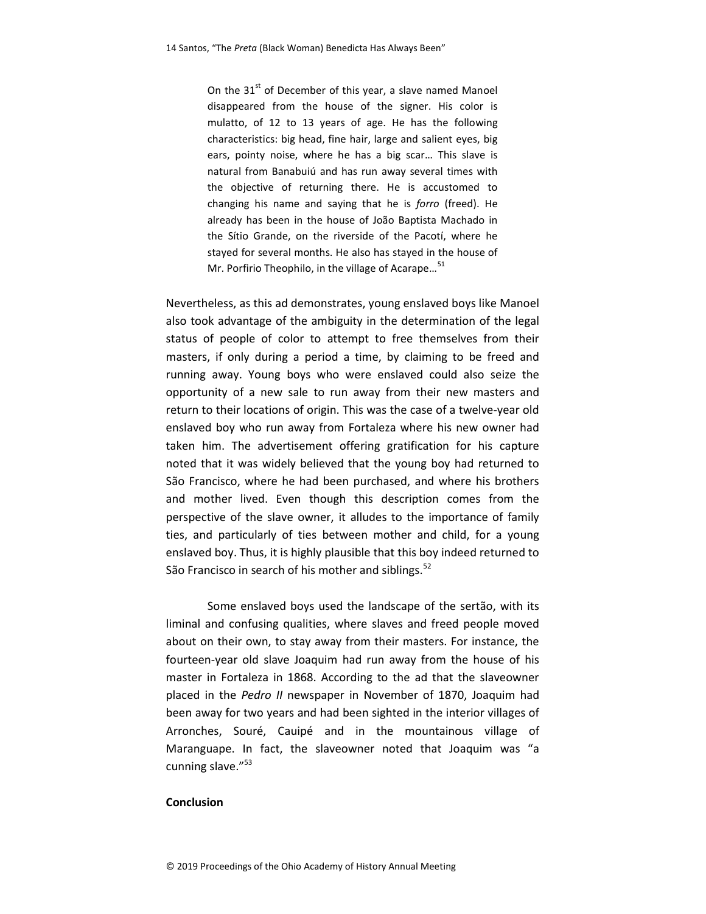> On the 31st of December of this year, a slave named Manoel disappeared from the house of the signer. His color is mulatto, of 12 to 13 years of age. He has the following characteristics: big head, fine hair, large and salient eyes, big ears, pointy noise, where he has a big scar… This slave is natural from Banabuiú and has run away several times with the objective of returning there. He is accustomed to changing his name and saying that he is *forro* (freed). He already has been in the house of João Baptista Machado in the Sítio Grande, on the riverside of the Pacotí, where he stayed for several months. He also has stayed in the house of Mr. Porfirio Theophilo, in the village of Acarape…[51]

Nevertheless, as this ad demonstrates, young enslaved boys like Manoel also took advantage of the ambiguity in the determination of the legal status of people of color to attempt to free themselves from their masters, if only during a period a time, by claiming to be freed and running away. Young boys who were enslaved could also seize the opportunity of a new sale to run away from their new masters and return to their locations of origin. This was the case of a twelve-year old enslaved boy who run away from Fortaleza where his new owner had taken him. The advertisement offering gratification for his capture noted that it was widely believed that the young boy had returned to São Francisco, where he had been purchased, and where his brothers and mother lived. Even though this description comes from the perspective of the slave owner, it alludes to the importance of family ties, and particularly of ties between mother and child, for a young enslaved boy. Thus, it is highly plausible that this boy indeed returned to São Francisco in search of his mother and siblings.[52]

Some enslaved boys used the landscape of the sertão, with its liminal and confusing qualities, where slaves and freed people moved about on their own, to stay away from their masters. For instance, the fourteen-year old slave Joaquim had run away from the house of his master in Fortaleza in 1868. According to the ad that the slaveowner placed in the *Pedro II* newspaper in November of 1870, Joaquim had been away for two years and had been sighted in the interior villages of Arronches, Souré, Cauipé and in the mountainous village of Maranguape. In fact, the slaveowner noted that Joaquim was "a cunning slave."[53]

**Conclusion**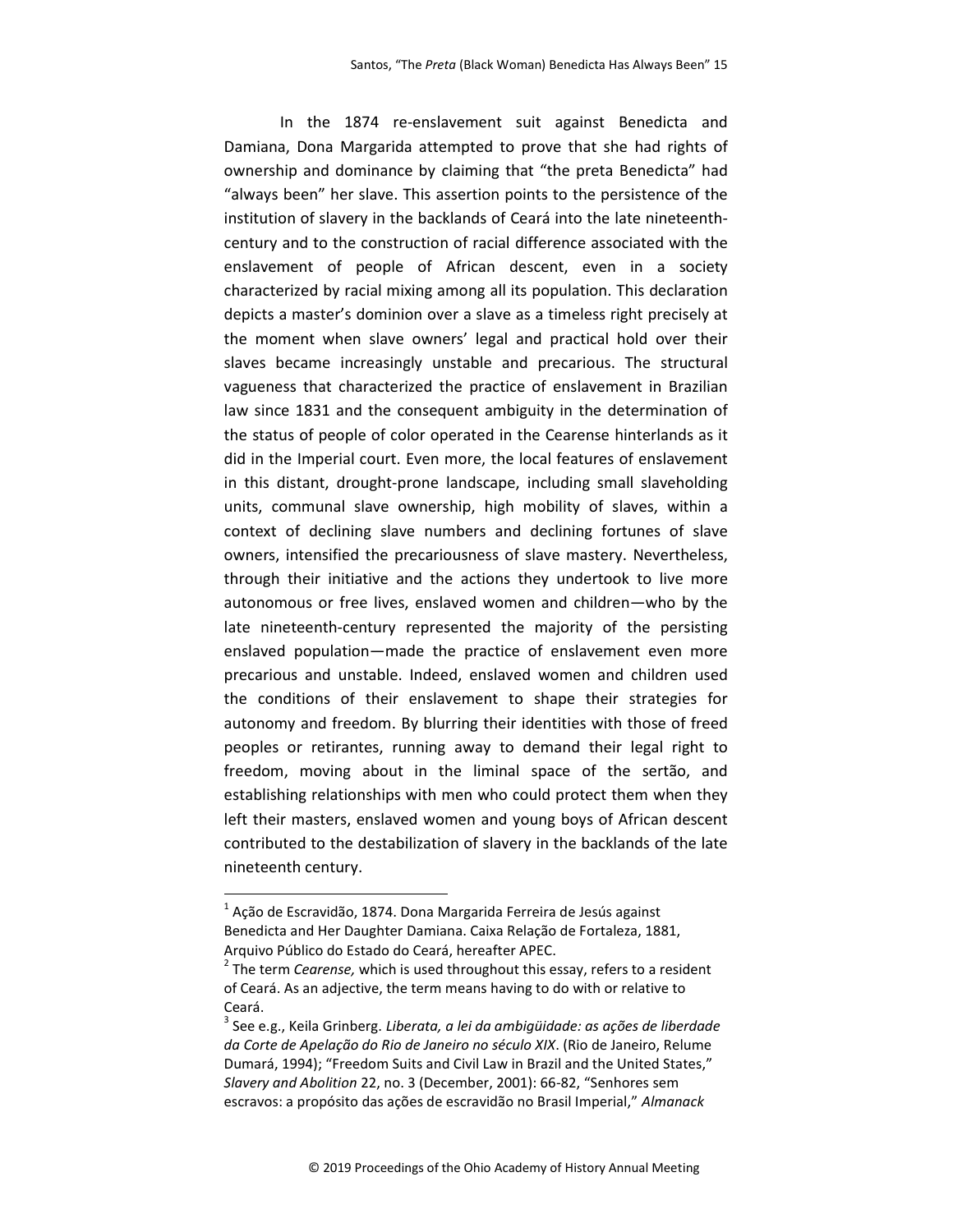In the 1874 re-enslavement suit against Benedicta and Damiana, Dona Margarida attempted to prove that she had rights of ownership and dominance by claiming that "the preta Benedicta" had "always been" her slave. This assertion points to the persistence of the institution of slavery in the backlands of Ceará into the late nineteenth-century and to the construction of racial difference associated with the enslavement of people of African descent, even in a society characterized by racial mixing among all its population. This declaration depicts a master's dominion over a slave as a timeless right precisely at the moment when slave owners' legal and practical hold over their slaves became increasingly unstable and precarious. The structural vagueness that characterized the practice of enslavement in Brazilian law since 1831 and the consequent ambiguity in the determination of the status of people of color operated in the Cearense hinterlands as it did in the Imperial court. Even more, the local features of enslavement in this distant, drought-prone landscape, including small slaveholding units, communal slave ownership, high mobility of slaves, within a context of declining slave numbers and declining fortunes of slave owners, intensified the precariousness of slave mastery. Nevertheless, through their initiative and the actions they undertook to live more autonomous or free lives, enslaved women and children—who by the late nineteenth-century represented the majority of the persisting enslaved population—made the practice of enslavement even more precarious and unstable. Indeed, enslaved women and children used the conditions of their enslavement to shape their strategies for autonomy and freedom. By blurring their identities with those of freed peoples or retirantes, running away to demand their legal right to freedom, moving about in the liminal space of the sertão, and establishing relationships with men who could protect them when they left their masters, enslaved women and young boys of African descent contributed to the destabilization of slavery in the backlands of the late nineteenth century.

---

[1] Ação de Escravidão, 1874. Dona Margarida Ferreira de Jesús against Benedicta and Her Daughter Damiana. Caixa Relação de Fortaleza, 1881, Arquivo Público do Estado do Ceará, hereafter APEC.

[2] The term *Cearense,* which is used throughout this essay, refers to a resident of Ceará. As an adjective, the term means having to do with or relative to Ceará.

[3] See e.g., Keila Grinberg. *Liberata, a lei da ambigüidade: as ações de liberdade da Corte de Apelação do Rio de Janeiro no século XIX*. (Rio de Janeiro, Relume Dumará, 1994); "Freedom Suits and Civil Law in Brazil and the United States," *Slavery and Abolition* 22, no. 3 (December, 2001): 66-82, "Senhores sem escravos: a propósito das ações de escravidão no Brasil Imperial," *Almanack*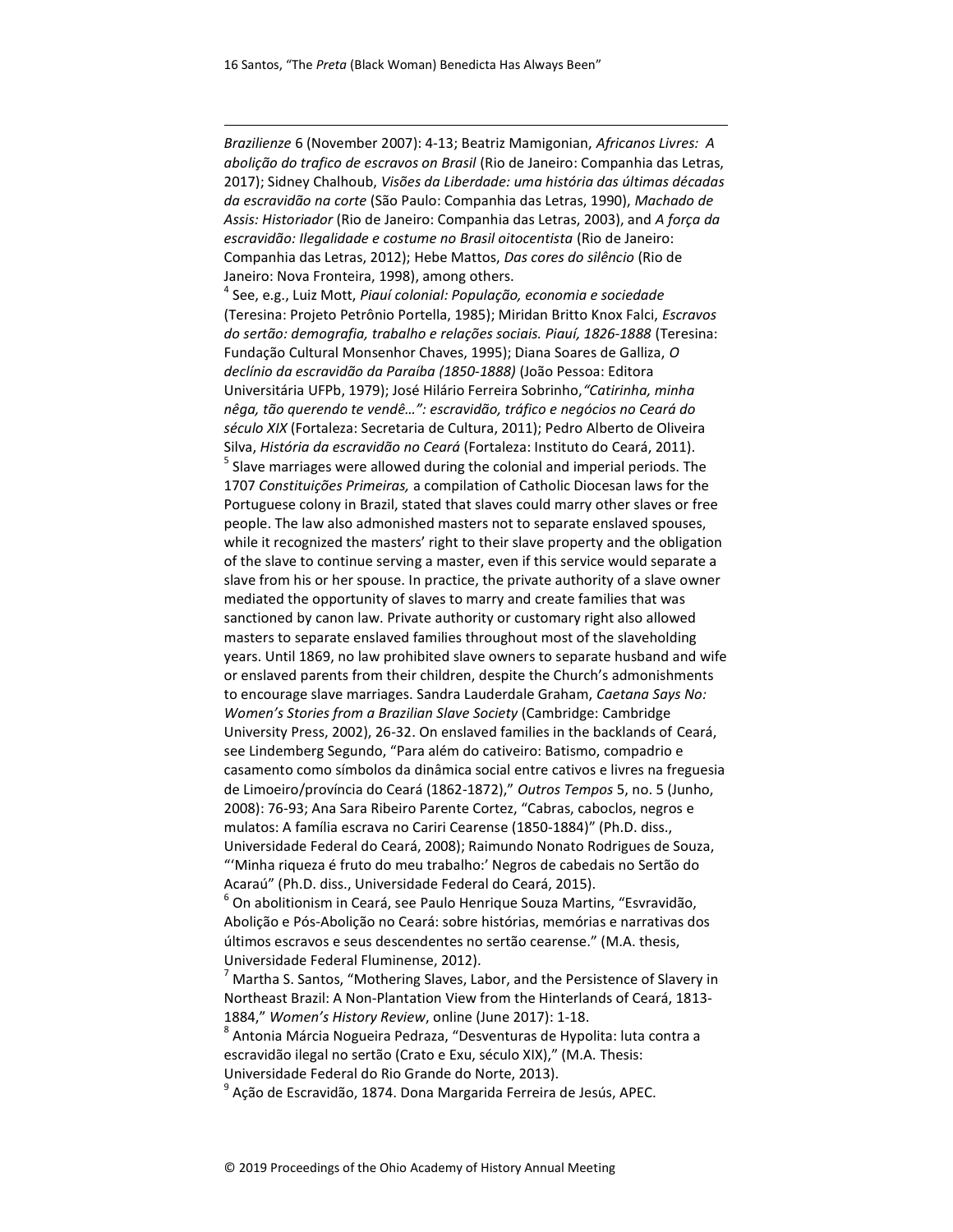*Brazilienze* 6 (November 2007): 4-13; Beatriz Mamigonian, *Africanos Livres: A abolição do trafico de escravos on Brasil* (Rio de Janeiro: Companhia das Letras, 2017); Sidney Chalhoub, *Visões da Liberdade: uma história das últimas décadas da escravidão na corte* (São Paulo: Companhia das Letras, 1990), *Machado de Assis: Historiador* (Rio de Janeiro: Companhia das Letras, 2003), and *A força da escravidão: Ilegalidade e costume no Brasil oitocentista* (Rio de Janeiro: Companhia das Letras, 2012); Hebe Mattos, *Das cores do silêncio* (Rio de Janeiro: Nova Fronteira, 1998), among others.

[4] See, e.g., Luiz Mott, *Piauí colonial: População, economia e sociedade* (Teresina: Projeto Petrônio Portella, 1985); Miridan Britto Knox Falci, *Escravos do sertão: demografia, trabalho e relações sociais. Piauí, 1826-1888* (Teresina: Fundação Cultural Monsenhor Chaves, 1995); Diana Soares de Galliza, *O declínio da escravidão da Paraíba (1850-1888)* (João Pessoa: Editora Universitária UFPb, 1979); José Hilário Ferreira Sobrinho, *"Catirinha, minha nêga, tão querendo te vendê…": escravidão, tráfico e negócios no Ceará do século XIX* (Fortaleza: Secretaria de Cultura, 2011); Pedro Alberto de Oliveira Silva, *História da escravidão no Ceará* (Fortaleza: Instituto do Ceará, 2011).

[5] Slave marriages were allowed during the colonial and imperial periods. The 1707 *Constituições Primeiras,* a compilation of Catholic Diocesan laws for the Portuguese colony in Brazil, stated that slaves could marry other slaves or free people. The law also admonished masters not to separate enslaved spouses, while it recognized the masters' right to their slave property and the obligation of the slave to continue serving a master, even if this service would separate a slave from his or her spouse. In practice, the private authority of a slave owner mediated the opportunity of slaves to marry and create families that was sanctioned by canon law. Private authority or customary right also allowed masters to separate enslaved families throughout most of the slaveholding years. Until 1869, no law prohibited slave owners to separate husband and wife or enslaved parents from their children, despite the Church's admonishments to encourage slave marriages. Sandra Lauderdale Graham, *Caetana Says No: Women's Stories from a Brazilian Slave Society* (Cambridge: Cambridge University Press, 2002), 26-32. On enslaved families in the backlands of Ceará, see Lindemberg Segundo, "Para além do cativeiro: Batismo, compadrio e casamento como símbolos da dinâmica social entre cativos e livres na freguesia de Limoeiro/província do Ceará (1862-1872)," *Outros Tempos* 5, no. 5 (Junho, 2008): 76-93; Ana Sara Ribeiro Parente Cortez, "Cabras, caboclos, negros e mulatos: A família escrava no Cariri Cearense (1850-1884)" (Ph.D. diss., Universidade Federal do Ceará, 2008); Raimundo Nonato Rodrigues de Souza, "'Minha riqueza é fruto do meu trabalho:' Negros de cabedais no Sertão do Acaraú" (Ph.D. diss., Universidade Federal do Ceará, 2015).

[6] On abolitionism in Ceará, see Paulo Henrique Souza Martins, "Esvravidão, Abolição e Pós-Abolição no Ceará: sobre histórias, memórias e narrativas dos últimos escravos e seus descendentes no sertão cearense." (M.A. thesis, Universidade Federal Fluminense, 2012).

[7] Martha S. Santos, "Mothering Slaves, Labor, and the Persistence of Slavery in Northeast Brazil: A Non-Plantation View from the Hinterlands of Ceará, 1813-1884," *Women's History Review*, online (June 2017): 1-18.

[8] Antonia Márcia Nogueira Pedraza, "Desventuras de Hypolita: luta contra a escravidão ilegal no sertão (Crato e Exu, século XIX)," (M.A. Thesis: Universidade Federal do Rio Grande do Norte, 2013).

[9] Ação de Escravidão, 1874. Dona Margarida Ferreira de Jesús, APEC.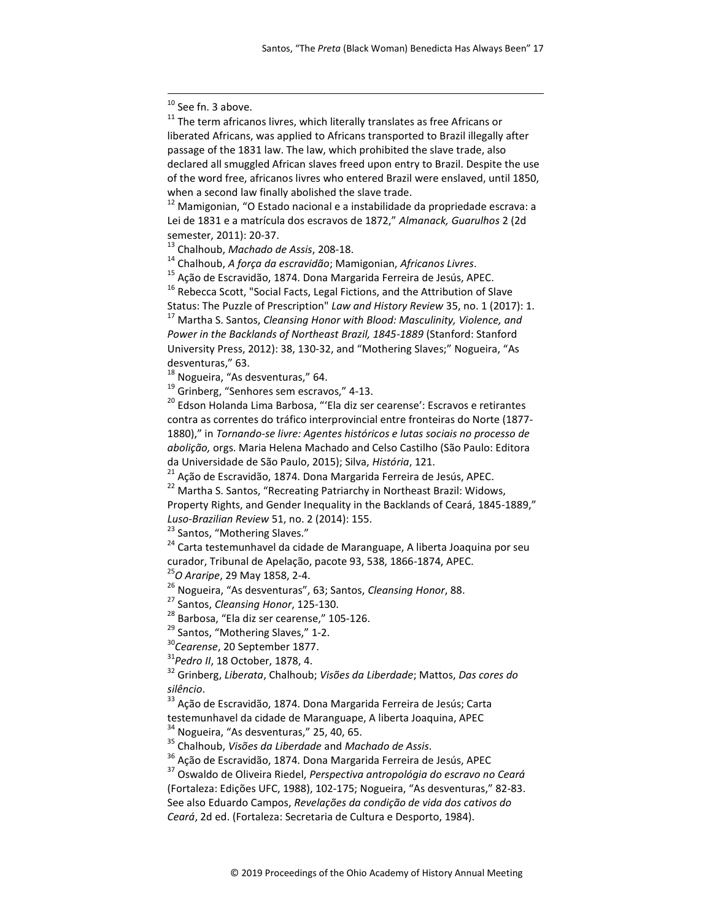[10] See fn. 3 above.

[11] The term africanos livres, which literally translates as free Africans or liberated Africans, was applied to Africans transported to Brazil illegally after passage of the 1831 law. The law, which prohibited the slave trade, also declared all smuggled African slaves freed upon entry to Brazil. Despite the use of the word free, africanos livres who entered Brazil were enslaved, until 1850, when a second law finally abolished the slave trade.

[12] Mamigonian, "O Estado nacional e a instabilidade da propriedade escrava: a Lei de 1831 e a matrícula dos escravos de 1872," *Almanack, Guarulhos* 2 (2d semester, 2011): 20-37.

[13] Chalhoub, *Machado de Assis*, 208-18.

[14] Chalhoub, *A força da escravidão*; Mamigonian, *Africanos Livres*.

[15] Ação de Escravidão, 1874. Dona Margarida Ferreira de Jesús, APEC.

[16] Rebecca Scott, "Social Facts, Legal Fictions, and the Attribution of Slave Status: The Puzzle of Prescription" *Law and History Review* 35, no. 1 (2017): 1.

[17] Martha S. Santos, *Cleansing Honor with Blood: Masculinity, Violence, and Power in the Backlands of Northeast Brazil, 1845-1889* (Stanford: Stanford University Press, 2012): 38, 130-32, and "Mothering Slaves;" Nogueira, "As desventuras," 63.

[18] Nogueira, "As desventuras," 64.

[19] Grinberg, "Senhores sem escravos," 4-13.

[20] Edson Holanda Lima Barbosa, "'Ela diz ser cearense': Escravos e retirantes contra as correntes do tráfico interprovincial entre fronteiras do Norte (1877-1880)," in *Tornando-se livre: Agentes históricos e lutas sociais no processo de abolição,* orgs. Maria Helena Machado and Celso Castilho (São Paulo: Editora da Universidade de São Paulo, 2015); Silva, *História*, 121.

[21] Ação de Escravidão, 1874. Dona Margarida Ferreira de Jesús, APEC.

[22] Martha S. Santos, "Recreating Patriarchy in Northeast Brazil: Widows, Property Rights, and Gender Inequality in the Backlands of Ceará, 1845-1889," *Luso-Brazilian Review* 51, no. 2 (2014): 155.

[23] Santos, "Mothering Slaves."

[24] Carta testemunhavel da cidade de Maranguape, A liberta Joaquina por seu curador, Tribunal de Apelação, pacote 93, 538, 1866-1874, APEC.

[25] *O Araripe*, 29 May 1858, 2-4.

[26] Nogueira, "As desventuras", 63; Santos, *Cleansing Honor*, 88.

[27] Santos, *Cleansing Honor*, 125-130.

[28] Barbosa, "Ela diz ser cearense," 105-126.

[29] Santos, "Mothering Slaves," 1-2.

[30] *Cearense*, 20 September 1877.

[31] *Pedro II*, 18 October, 1878, 4.

[32] Grinberg, *Liberata*, Chalhoub; *Visões da Liberdade*; Mattos, *Das cores do silêncio*.

[33] Ação de Escravidão, 1874. Dona Margarida Ferreira de Jesús; Carta testemunhavel da cidade de Maranguape, A liberta Joaquina, APEC

[34] Nogueira, "As desventuras," 25, 40, 65.

[35] Chalhoub, *Visões da Liberdade* and *Machado de Assis*.

[36] Ação de Escravidão, 1874. Dona Margarida Ferreira de Jesús, APEC

[37] Oswaldo de Oliveira Riedel, *Perspectiva antropológia do escravo no Ceará* (Fortaleza: Edições UFC, 1988), 102-175; Nogueira, "As desventuras," 82-83. See also Eduardo Campos, *Revelações da condição de vida dos cativos do Ceará*, 2d ed. (Fortaleza: Secretaria de Cultura e Desporto, 1984).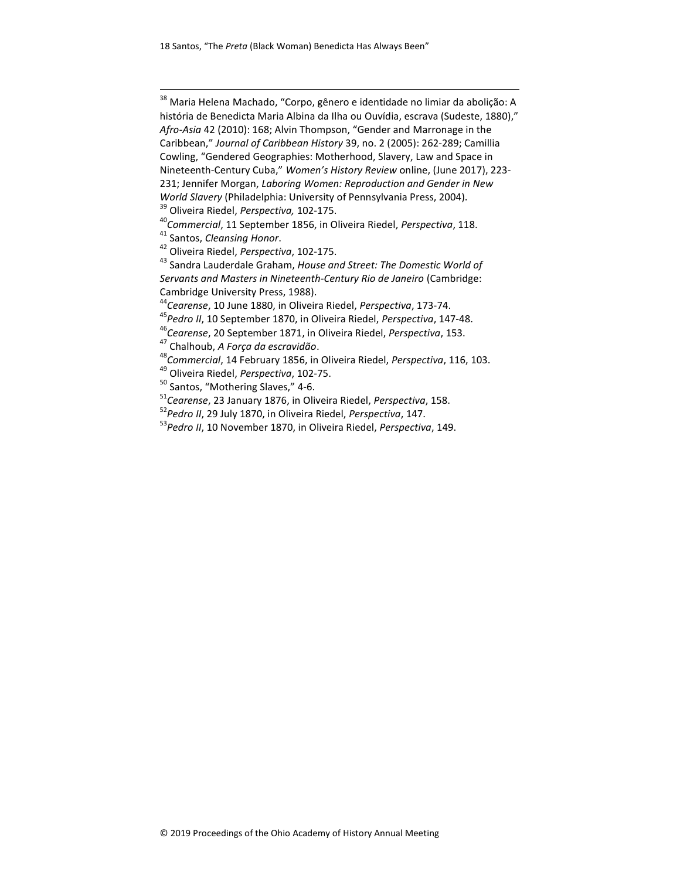[38] Maria Helena Machado, "Corpo, gênero e identidade no limiar da abolição: A história de Benedicta Maria Albina da Ilha ou Ouvídia, escrava (Sudeste, 1880)," *Afro-Asia* 42 (2010): 168; Alvin Thompson, "Gender and Marronage in the Caribbean," *Journal of Caribbean History* 39, no. 2 (2005): 262-289; Camillia Cowling, "Gendered Geographies: Motherhood, Slavery, Law and Space in Nineteenth-Century Cuba," *Women's History Review* online, (June 2017), 223-231; Jennifer Morgan, *Laboring Women: Reproduction and Gender in New World Slavery* (Philadelphia: University of Pennsylvania Press, 2004).

[39] Oliveira Riedel, *Perspectiva,* 102-175.

[40] *Commercial*, 11 September 1856, in Oliveira Riedel, *Perspectiva*, 118.

[41] Santos, *Cleansing Honor*.

[42] Oliveira Riedel, *Perspectiva*, 102-175.

[43] Sandra Lauderdale Graham, *House and Street: The Domestic World of Servants and Masters in Nineteenth-Century Rio de Janeiro* (Cambridge: Cambridge University Press, 1988).

[44] *Cearense*, 10 June 1880, in Oliveira Riedel, *Perspectiva*, 173-74.

[45] *Pedro II*, 10 September 1870, in Oliveira Riedel, *Perspectiva*, 147-48.

[46] *Cearense*, 20 September 1871, in Oliveira Riedel, *Perspectiva*, 153.

[47] Chalhoub, *A Força da escravidão*.

[48] *Commercial*, 14 February 1856, in Oliveira Riedel, *Perspectiva*, 116, 103.

[49] Oliveira Riedel, *Perspectiva*, 102-75.

[50] Santos, "Mothering Slaves," 4-6.

[51] *Cearense*, 23 January 1876, in Oliveira Riedel, *Perspectiva*, 158.

[52] *Pedro II*, 29 July 1870, in Oliveira Riedel, *Perspectiva*, 147.

[53] *Pedro II*, 10 November 1870, in Oliveira Riedel, *Perspectiva*, 149.